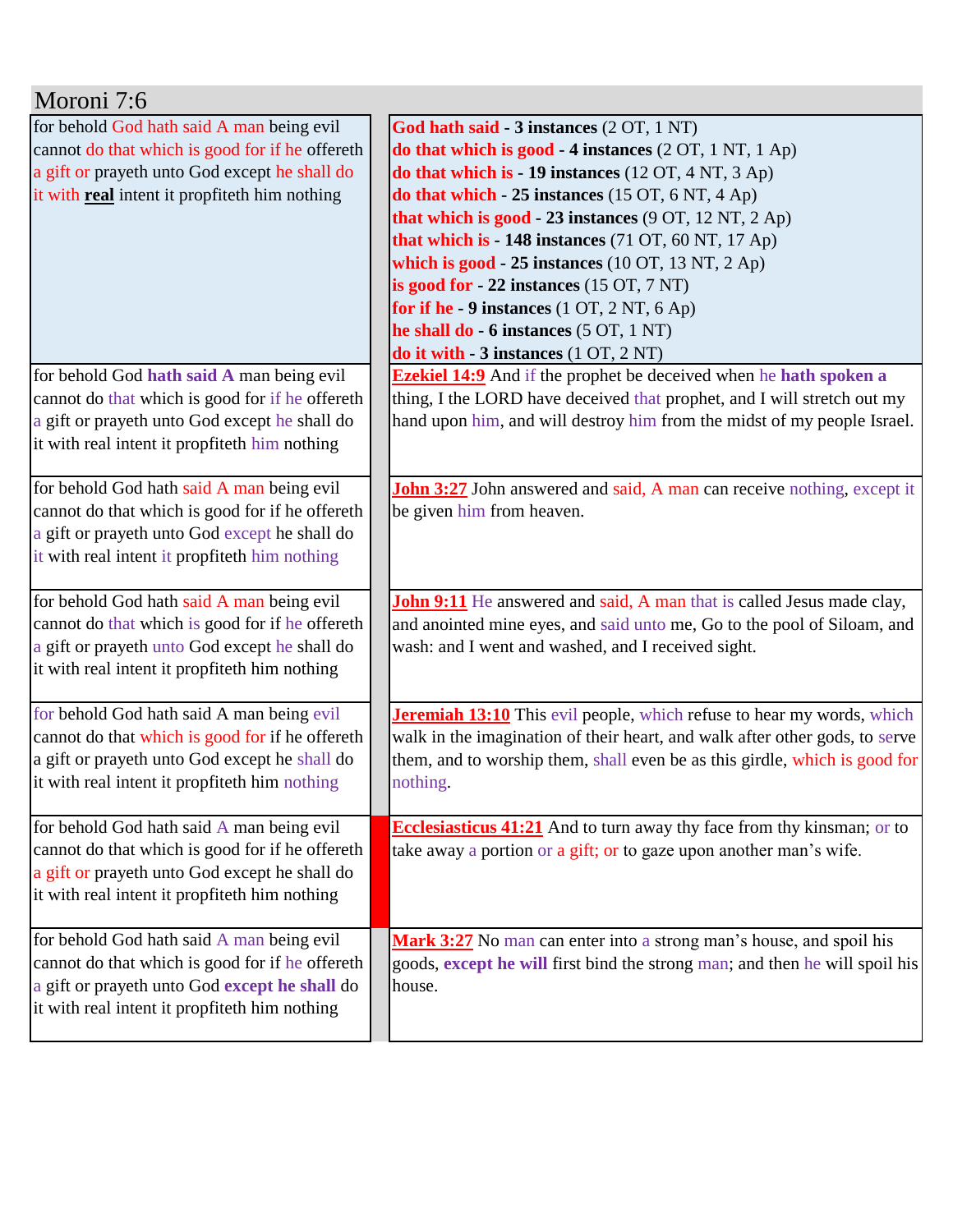# Moroni 7:6

| | |
|---|---|
| for behold God hath said A man being evil cannot do that which is good for if he offereth a gift or prayeth unto God except he shall do it with **real** intent it propfiteth him nothing | **God hath said - 3 instances** (2 OT, 1 NT)<br>**do that which is good - 4 instances** (2 OT, 1 NT, 1 Ap)<br>**do that which is - 19 instances** (12 OT, 4 NT, 3 Ap)<br>**do that which - 25 instances** (15 OT, 6 NT, 4 Ap)<br>**that which is good - 23 instances** (9 OT, 12 NT, 2 Ap)<br>**that which is - 148 instances** (71 OT, 60 NT, 17 Ap)<br>**which is good - 25 instances** (10 OT, 13 NT, 2 Ap)<br>**is good for - 22 instances** (15 OT, 7 NT)<br>**for if he - 9 instances** (1 OT, 2 NT, 6 Ap)<br>**he shall do - 6 instances** (5 OT, 1 NT)<br>**do it with - 3 instances** (1 OT, 2 NT) |
| for behold God **hath said A** man being evil cannot do that which is good for if he offereth a gift or prayeth unto God except he shall do it with real intent it propfiteth him nothing | **Ezekiel 14:9** And if the prophet be deceived when he **hath spoken a** thing, I the LORD have deceived that prophet, and I will stretch out my hand upon him, and will destroy him from the midst of my people Israel. |
| for behold God hath said A man being evil cannot do that which is good for if he offereth a gift or prayeth unto God except he shall do it with real intent it propfiteth him nothing | **John 3:27** John answered and said, A man can receive nothing, except it be given him from heaven. |
| for behold God hath said A man being evil cannot do that which is good for if he offereth a gift or prayeth unto God except he shall do it with real intent it propfiteth him nothing | **John 9:11** He answered and said, A man that is called Jesus made clay, and anointed mine eyes, and said unto me, Go to the pool of Siloam, and wash: and I went and washed, and I received sight. |
| for behold God hath said A man being evil cannot do that which is good for if he offereth a gift or prayeth unto God except he shall do it with real intent it propfiteth him nothing | **Jeremiah 13:10** This evil people, which refuse to hear my words, which walk in the imagination of their heart, and walk after other gods, to serve them, and to worship them, shall even be as this girdle, which is good for nothing. |
| for behold God hath said A man being evil cannot do that which is good for if he offereth a gift or prayeth unto God except he shall do it with real intent it propfiteth him nothing | **Ecclesiasticus 41:21** And to turn away thy face from thy kinsman; or to take away a portion or a gift; or to gaze upon another man's wife. |
| for behold God hath said A man being evil cannot do that which is good for if he offereth a gift or prayeth unto God **except he shall** do it with real intent it propfiteth him nothing | **Mark 3:27** No man can enter into a strong man's house, and spoil his goods, **except he will** first bind the strong man; and then he will spoil his house. |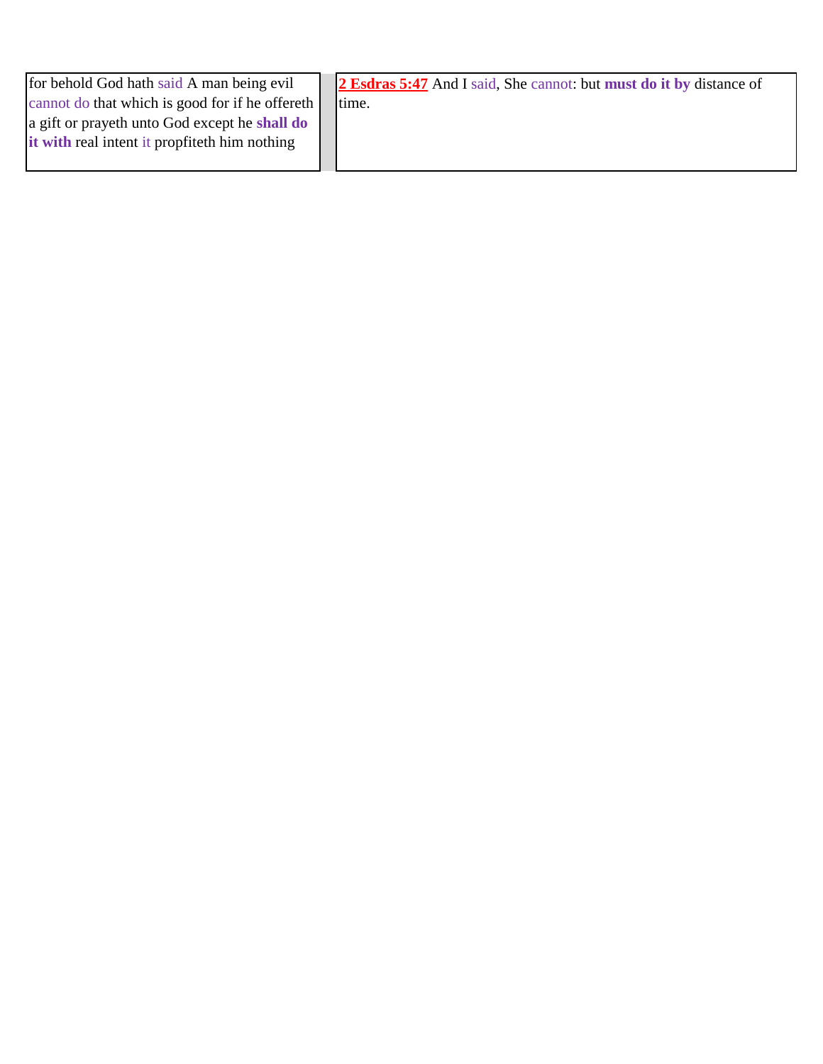| | |
|---|---|
| for behold God hath said A man being evil cannot do that which is good for if he offereth a gift or prayeth unto God except he **shall do it with** real intent it propfiteth him nothing | **2 Esdras 5:47** And I said, She cannot: but **must do it by** distance of time. |